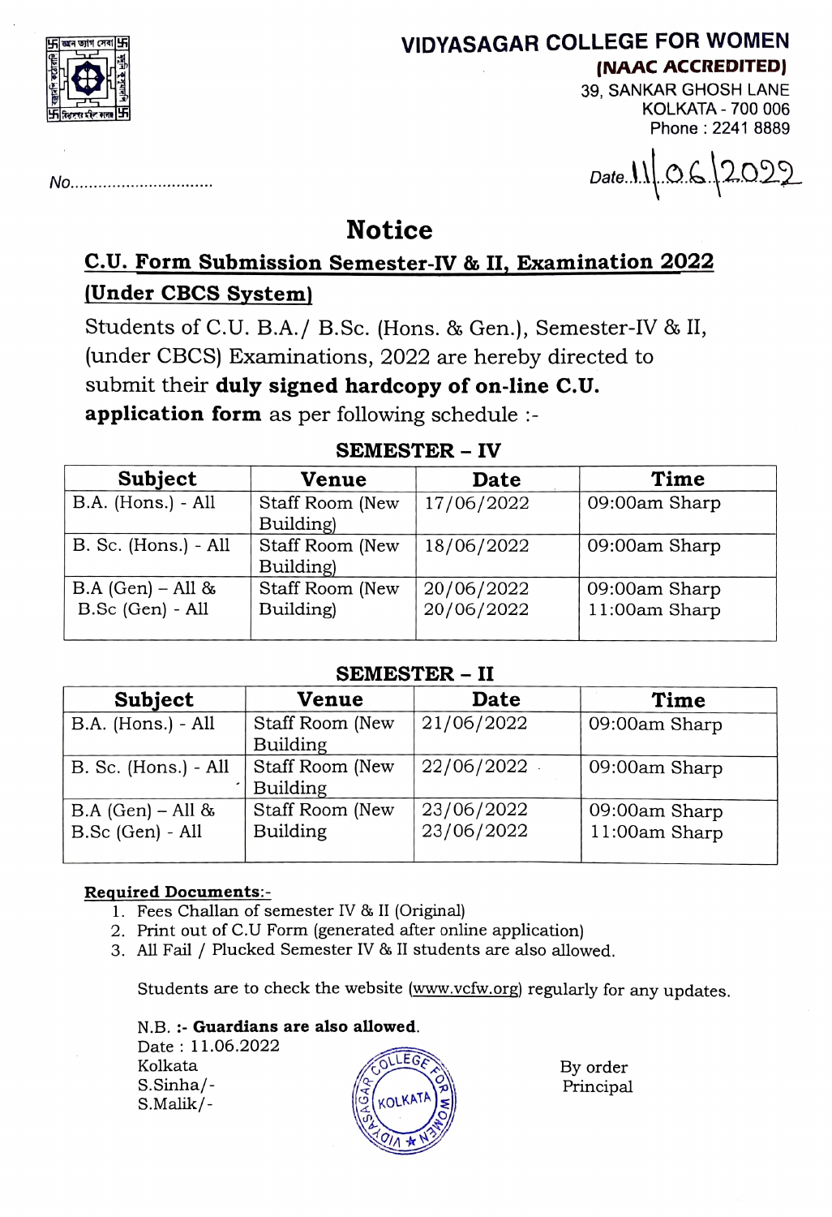# VIDYASAGAR COLLEGE FOR WOMEN

**(NAAC ACCREDITED)**

39, SANKAR GHOSH LANE
KOLKATA - 700 006
Phone : 2241 8889

No...............................

Date 11.06.2022

## Notice

### C.U. Form Submission Semester-IV & II, Examination 2022 (Under CBCS System)

Students of C.U. B.A./ B.Sc. (Hons. & Gen.), Semester-IV & II, (under CBCS) Examinations, 2022 are hereby directed to submit their **duly signed hardcopy of on-line C.U. application form** as per following schedule :-

**SEMESTER – IV**

| Subject | Venue | Date | Time |
|---|---|---|---|
| B.A. (Hons.) - All | Staff Room (New Building) | 17/06/2022 | 09:00am Sharp |
| B. Sc. (Hons.) - All | Staff Room (New Building) | 18/06/2022 | 09:00am Sharp |
| B.A (Gen) – All & B.Sc (Gen) - All | Staff Room (New Building) | 20/06/2022 20/06/2022 | 09:00am Sharp 11:00am Sharp |

**SEMESTER – II**

| Subject | Venue | Date | Time |
|---|---|---|---|
| B.A. (Hons.) - All | Staff Room (New Building | 21/06/2022 | 09:00am Sharp |
| B. Sc. (Hons.) - All | Staff Room (New Building | 22/06/2022 | 09:00am Sharp |
| B.A (Gen) – All & B.Sc (Gen) - All | Staff Room (New Building | 23/06/2022 23/06/2022 | 09:00am Sharp 11:00am Sharp |

**Required Documents:-**

1. Fees Challan of semester IV & II (Original)
2. Print out of C.U Form (generated after online application)
3. All Fail / Plucked Semester IV & II students are also allowed.

Students are to check the website (www.vcfw.org) regularly for any updates.

N.B. :- **Guardians are also allowed.**

Date : 11.06.2022
Kolkata
S.Sinha/-
S.Malik/-

By order
Principal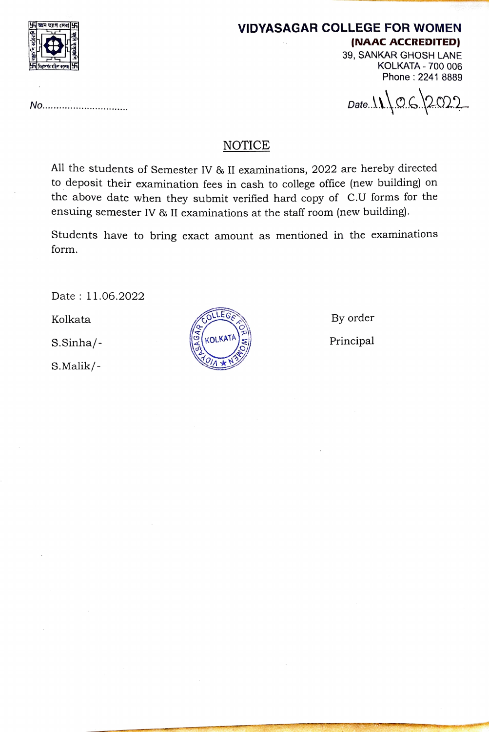**VIDYASAGAR COLLEGE FOR WOMEN**
**(NAAC ACCREDITED)**
39, SANKAR GHOSH LANE
KOLKATA - 700 006
Phone : 2241 8889

No...............................

Date 11\06\2022

## NOTICE

All the students of Semester IV & II examinations, 2022 are hereby directed to deposit their examination fees in cash to college office (new building) on the above date when they submit verified hard copy of C.U forms for the ensuing semester IV & II examinations at the staff room (new building).

Students have to bring exact amount as mentioned in the examinations form.

Date : 11.06.2022

Kolkata

S.Sinha/-

S.Malik/-

By order

Principal